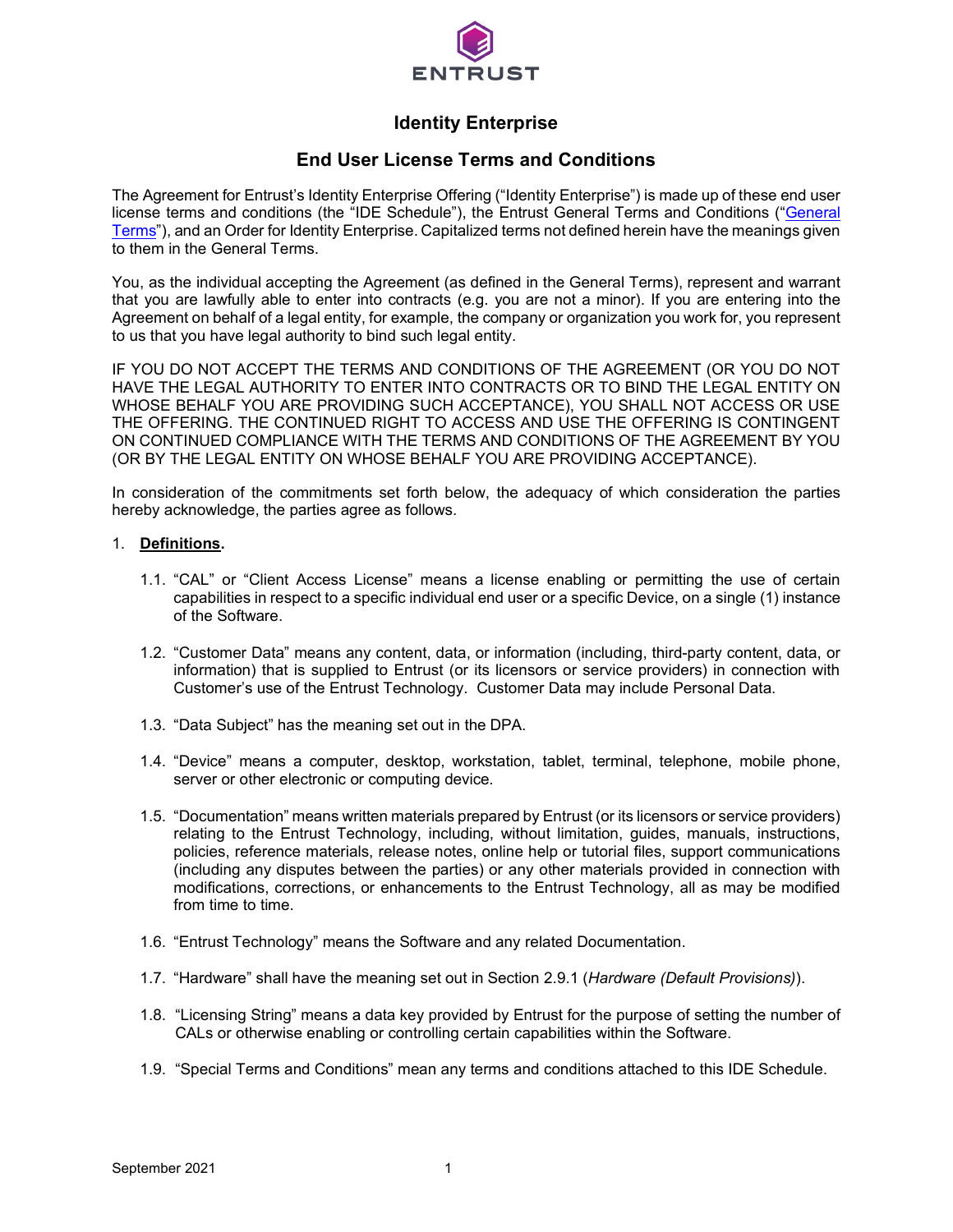ENTRUST

# Identity Enterprise

## End User License Terms and Conditions

The Agreement for Entrust's Identity Enterprise Offering ("Identity Enterprise") is made up of these end user license terms and conditions (the "IDE Schedule"), the Entrust General Terms and Conditions ("General Terms"), and an Order for Identity Enterprise. Capitalized terms not defined herein have the meanings given to them in the General Terms.

You, as the individual accepting the Agreement (as defined in the General Terms), represent and warrant that you are lawfully able to enter into contracts (e.g. you are not a minor). If you are entering into the Agreement on behalf of a legal entity, for example, the company or organization you work for, you represent to us that you have legal authority to bind such legal entity.

IF YOU DO NOT ACCEPT THE TERMS AND CONDITIONS OF THE AGREEMENT (OR YOU DO NOT HAVE THE LEGAL AUTHORITY TO ENTER INTO CONTRACTS OR TO BIND THE LEGAL ENTITY ON WHOSE BEHALF YOU ARE PROVIDING SUCH ACCEPTANCE), YOU SHALL NOT ACCESS OR USE THE OFFERING. THE CONTINUED RIGHT TO ACCESS AND USE THE OFFERING IS CONTINGENT ON CONTINUED COMPLIANCE WITH THE TERMS AND CONDITIONS OF THE AGREEMENT BY YOU (OR BY THE LEGAL ENTITY ON WHOSE BEHALF YOU ARE PROVIDING ACCEPTANCE).

In consideration of the commitments set forth below, the adequacy of which consideration the parties hereby acknowledge, the parties agree as follows.

1. **Definitions.**

   1.1. "CAL" or "Client Access License" means a license enabling or permitting the use of certain capabilities in respect to a specific individual end user or a specific Device, on a single (1) instance of the Software.

   1.2. "Customer Data" means any content, data, or information (including, third-party content, data, or information) that is supplied to Entrust (or its licensors or service providers) in connection with Customer's use of the Entrust Technology. Customer Data may include Personal Data.

   1.3. "Data Subject" has the meaning set out in the DPA.

   1.4. "Device" means a computer, desktop, workstation, tablet, terminal, telephone, mobile phone, server or other electronic or computing device.

   1.5. "Documentation" means written materials prepared by Entrust (or its licensors or service providers) relating to the Entrust Technology, including, without limitation, guides, manuals, instructions, policies, reference materials, release notes, online help or tutorial files, support communications (including any disputes between the parties) or any other materials provided in connection with modifications, corrections, or enhancements to the Entrust Technology, all as may be modified from time to time.

   1.6. "Entrust Technology" means the Software and any related Documentation.

   1.7. "Hardware" shall have the meaning set out in Section 2.9.1 (*Hardware (Default Provisions)*).

   1.8. "Licensing String" means a data key provided by Entrust for the purpose of setting the number of CALs or otherwise enabling or controlling certain capabilities within the Software.

   1.9. "Special Terms and Conditions" mean any terms and conditions attached to this IDE Schedule.

September 2021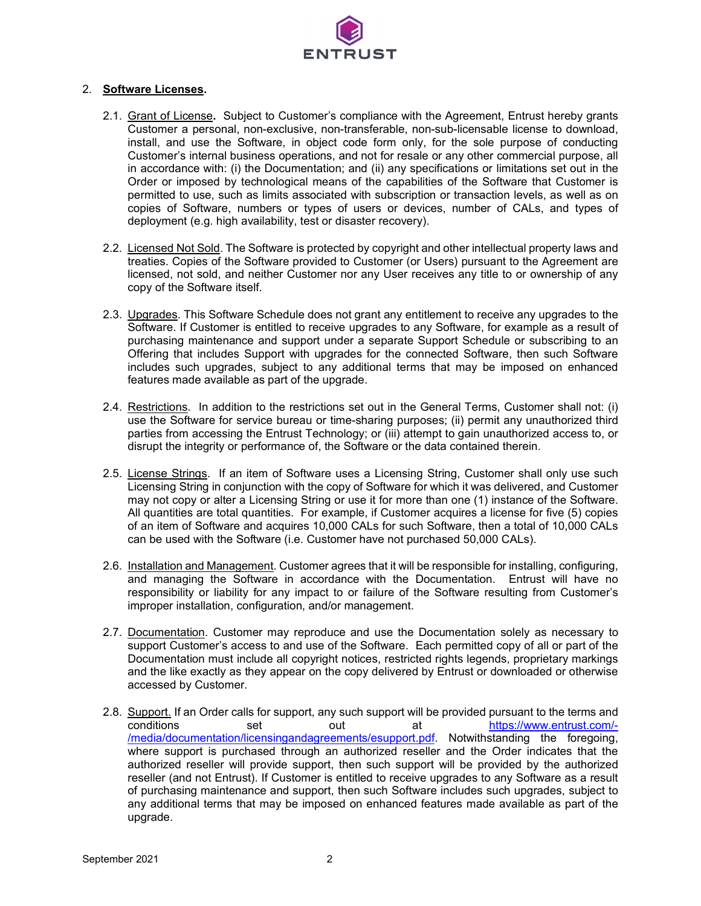## 2. **Software Licenses.**

2.1. Grant of License. Subject to Customer's compliance with the Agreement, Entrust hereby grants Customer a personal, non-exclusive, non-transferable, non-sub-licensable license to download, install, and use the Software, in object code form only, for the sole purpose of conducting Customer's internal business operations, and not for resale or any other commercial purpose, all in accordance with: (i) the Documentation; and (ii) any specifications or limitations set out in the Order or imposed by technological means of the capabilities of the Software that Customer is permitted to use, such as limits associated with subscription or transaction levels, as well as on copies of Software, numbers or types of users or devices, number of CALs, and types of deployment (e.g. high availability, test or disaster recovery).

2.2. Licensed Not Sold. The Software is protected by copyright and other intellectual property laws and treaties. Copies of the Software provided to Customer (or Users) pursuant to the Agreement are licensed, not sold, and neither Customer nor any User receives any title to or ownership of any copy of the Software itself.

2.3. Upgrades. This Software Schedule does not grant any entitlement to receive any upgrades to the Software. If Customer is entitled to receive upgrades to any Software, for example as a result of purchasing maintenance and support under a separate Support Schedule or subscribing to an Offering that includes Support with upgrades for the connected Software, then such Software includes such upgrades, subject to any additional terms that may be imposed on enhanced features made available as part of the upgrade.

2.4. Restrictions. In addition to the restrictions set out in the General Terms, Customer shall not: (i) use the Software for service bureau or time-sharing purposes; (ii) permit any unauthorized third parties from accessing the Entrust Technology; or (iii) attempt to gain unauthorized access to, or disrupt the integrity or performance of, the Software or the data contained therein.

2.5. License Strings. If an item of Software uses a Licensing String, Customer shall only use such Licensing String in conjunction with the copy of Software for which it was delivered, and Customer may not copy or alter a Licensing String or use it for more than one (1) instance of the Software. All quantities are total quantities. For example, if Customer acquires a license for five (5) copies of an item of Software and acquires 10,000 CALs for such Software, then a total of 10,000 CALs can be used with the Software (i.e. Customer have not purchased 50,000 CALs).

2.6. Installation and Management. Customer agrees that it will be responsible for installing, configuring, and managing the Software in accordance with the Documentation. Entrust will have no responsibility or liability for any impact to or failure of the Software resulting from Customer's improper installation, configuration, and/or management.

2.7. Documentation. Customer may reproduce and use the Documentation solely as necessary to support Customer's access to and use of the Software. Each permitted copy of all or part of the Documentation must include all copyright notices, restricted rights legends, proprietary markings and the like exactly as they appear on the copy delivered by Entrust or downloaded or otherwise accessed by Customer.

2.8. Support. If an Order calls for support, any such support will be provided pursuant to the terms and conditions set out at https://www.entrust.com/-/media/documentation/licensingandagreements/esupport.pdf. Notwithstanding the foregoing, where support is purchased through an authorized reseller and the Order indicates that the authorized reseller will provide support, then such support will be provided by the authorized reseller (and not Entrust). If Customer is entitled to receive upgrades to any Software as a result of purchasing maintenance and support, then such Software includes such upgrades, subject to any additional terms that may be imposed on enhanced features made available as part of the upgrade.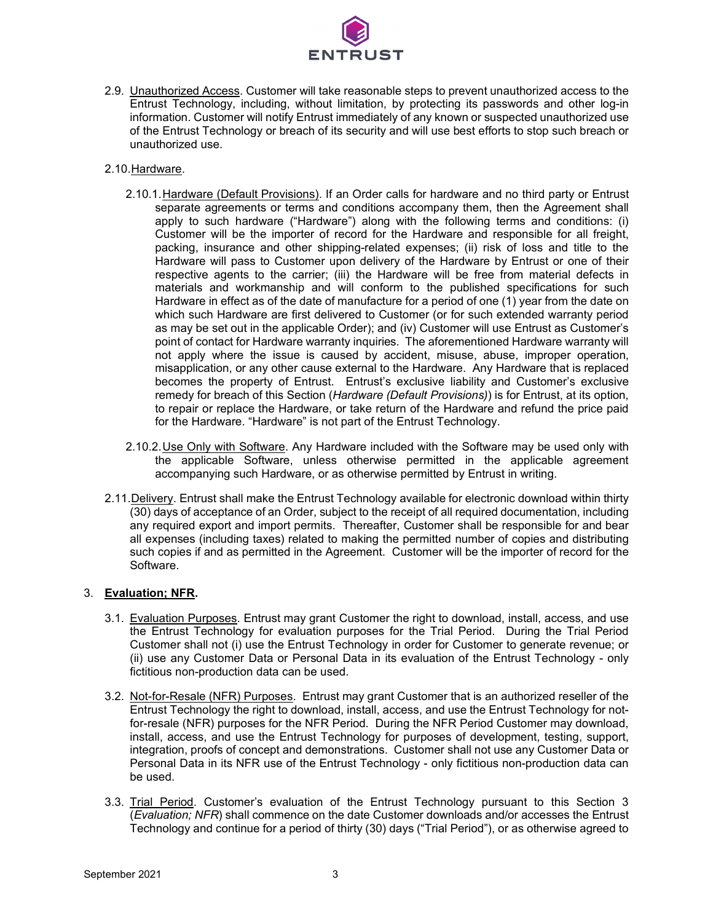2.9. Unauthorized Access. Customer will take reasonable steps to prevent unauthorized access to the Entrust Technology, including, without limitation, by protecting its passwords and other log-in information. Customer will notify Entrust immediately of any known or suspected unauthorized use of the Entrust Technology or breach of its security and will use best efforts to stop such breach or unauthorized use.

2.10. Hardware.

2.10.1. Hardware (Default Provisions). If an Order calls for hardware and no third party or Entrust separate agreements or terms and conditions accompany them, then the Agreement shall apply to such hardware ("Hardware") along with the following terms and conditions: (i) Customer will be the importer of record for the Hardware and responsible for all freight, packing, insurance and other shipping-related expenses; (ii) risk of loss and title to the Hardware will pass to Customer upon delivery of the Hardware by Entrust or one of their respective agents to the carrier; (iii) the Hardware will be free from material defects in materials and workmanship and will conform to the published specifications for such Hardware in effect as of the date of manufacture for a period of one (1) year from the date on which such Hardware are first delivered to Customer (or for such extended warranty period as may be set out in the applicable Order); and (iv) Customer will use Entrust as Customer's point of contact for Hardware warranty inquiries. The aforementioned Hardware warranty will not apply where the issue is caused by accident, misuse, abuse, improper operation, misapplication, or any other cause external to the Hardware. Any Hardware that is replaced becomes the property of Entrust. Entrust's exclusive liability and Customer's exclusive remedy for breach of this Section (*Hardware (Default Provisions)*) is for Entrust, at its option, to repair or replace the Hardware, or take return of the Hardware and refund the price paid for the Hardware. "Hardware" is not part of the Entrust Technology.

2.10.2. Use Only with Software. Any Hardware included with the Software may be used only with the applicable Software, unless otherwise permitted in the applicable agreement accompanying such Hardware, or as otherwise permitted by Entrust in writing.

2.11. Delivery. Entrust shall make the Entrust Technology available for electronic download within thirty (30) days of acceptance of an Order, subject to the receipt of all required documentation, including any required export and import permits. Thereafter, Customer shall be responsible for and bear all expenses (including taxes) related to making the permitted number of copies and distributing such copies if and as permitted in the Agreement. Customer will be the importer of record for the Software.

## 3. **Evaluation; NFR.**

3.1. Evaluation Purposes. Entrust may grant Customer the right to download, install, access, and use the Entrust Technology for evaluation purposes for the Trial Period. During the Trial Period Customer shall not (i) use the Entrust Technology in order for Customer to generate revenue; or (ii) use any Customer Data or Personal Data in its evaluation of the Entrust Technology - only fictitious non-production data can be used.

3.2. Not-for-Resale (NFR) Purposes. Entrust may grant Customer that is an authorized reseller of the Entrust Technology the right to download, install, access, and use the Entrust Technology for not-for-resale (NFR) purposes for the NFR Period. During the NFR Period Customer may download, install, access, and use the Entrust Technology for purposes of development, testing, support, integration, proofs of concept and demonstrations. Customer shall not use any Customer Data or Personal Data in its NFR use of the Entrust Technology - only fictitious non-production data can be used.

3.3. Trial Period. Customer's evaluation of the Entrust Technology pursuant to this Section 3 (*Evaluation; NFR*) shall commence on the date Customer downloads and/or accesses the Entrust Technology and continue for a period of thirty (30) days ("Trial Period"), or as otherwise agreed to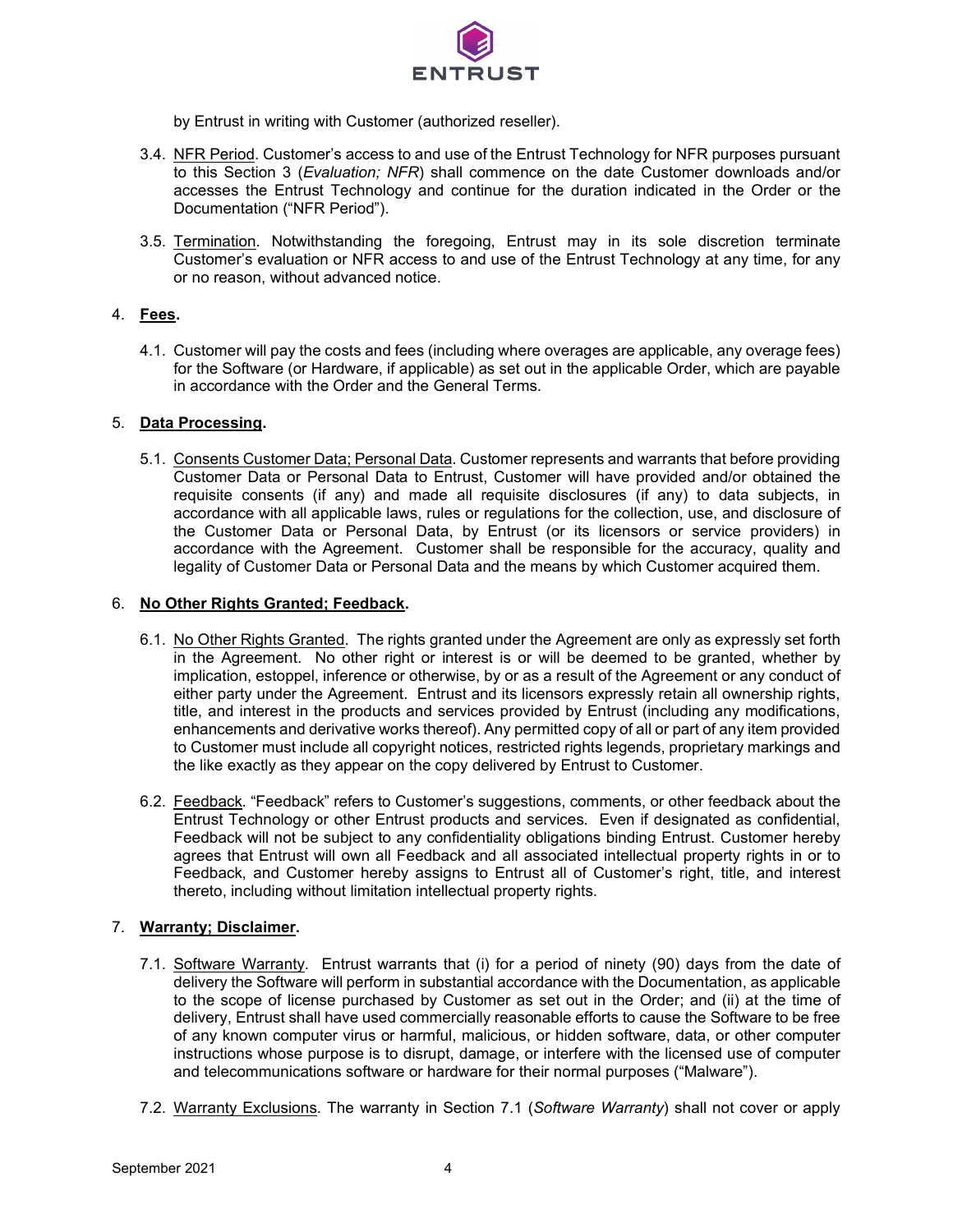by Entrust in writing with Customer (authorized reseller).

3.4. NFR Period. Customer's access to and use of the Entrust Technology for NFR purposes pursuant to this Section 3 (*Evaluation; NFR*) shall commence on the date Customer downloads and/or accesses the Entrust Technology and continue for the duration indicated in the Order or the Documentation ("NFR Period").

3.5. Termination. Notwithstanding the foregoing, Entrust may in its sole discretion terminate Customer's evaluation or NFR access to and use of the Entrust Technology at any time, for any or no reason, without advanced notice.

## 4. **Fees.**

4.1. Customer will pay the costs and fees (including where overages are applicable, any overage fees) for the Software (or Hardware, if applicable) as set out in the applicable Order, which are payable in accordance with the Order and the General Terms.

## 5. **Data Processing.**

5.1. Consents Customer Data; Personal Data. Customer represents and warrants that before providing Customer Data or Personal Data to Entrust, Customer will have provided and/or obtained the requisite consents (if any) and made all requisite disclosures (if any) to data subjects, in accordance with all applicable laws, rules or regulations for the collection, use, and disclosure of the Customer Data or Personal Data, by Entrust (or its licensors or service providers) in accordance with the Agreement. Customer shall be responsible for the accuracy, quality and legality of Customer Data or Personal Data and the means by which Customer acquired them.

## 6. **No Other Rights Granted; Feedback.**

6.1. No Other Rights Granted. The rights granted under the Agreement are only as expressly set forth in the Agreement. No other right or interest is or will be deemed to be granted, whether by implication, estoppel, inference or otherwise, by or as a result of the Agreement or any conduct of either party under the Agreement. Entrust and its licensors expressly retain all ownership rights, title, and interest in the products and services provided by Entrust (including any modifications, enhancements and derivative works thereof). Any permitted copy of all or part of any item provided to Customer must include all copyright notices, restricted rights legends, proprietary markings and the like exactly as they appear on the copy delivered by Entrust to Customer.

6.2. Feedback. "Feedback" refers to Customer's suggestions, comments, or other feedback about the Entrust Technology or other Entrust products and services. Even if designated as confidential, Feedback will not be subject to any confidentiality obligations binding Entrust. Customer hereby agrees that Entrust will own all Feedback and all associated intellectual property rights in or to Feedback, and Customer hereby assigns to Entrust all of Customer's right, title, and interest thereto, including without limitation intellectual property rights.

## 7. **Warranty; Disclaimer.**

7.1. Software Warranty. Entrust warrants that (i) for a period of ninety (90) days from the date of delivery the Software will perform in substantial accordance with the Documentation, as applicable to the scope of license purchased by Customer as set out in the Order; and (ii) at the time of delivery, Entrust shall have used commercially reasonable efforts to cause the Software to be free of any known computer virus or harmful, malicious, or hidden software, data, or other computer instructions whose purpose is to disrupt, damage, or interfere with the licensed use of computer and telecommunications software or hardware for their normal purposes ("Malware").

7.2. Warranty Exclusions. The warranty in Section 7.1 (*Software Warranty*) shall not cover or apply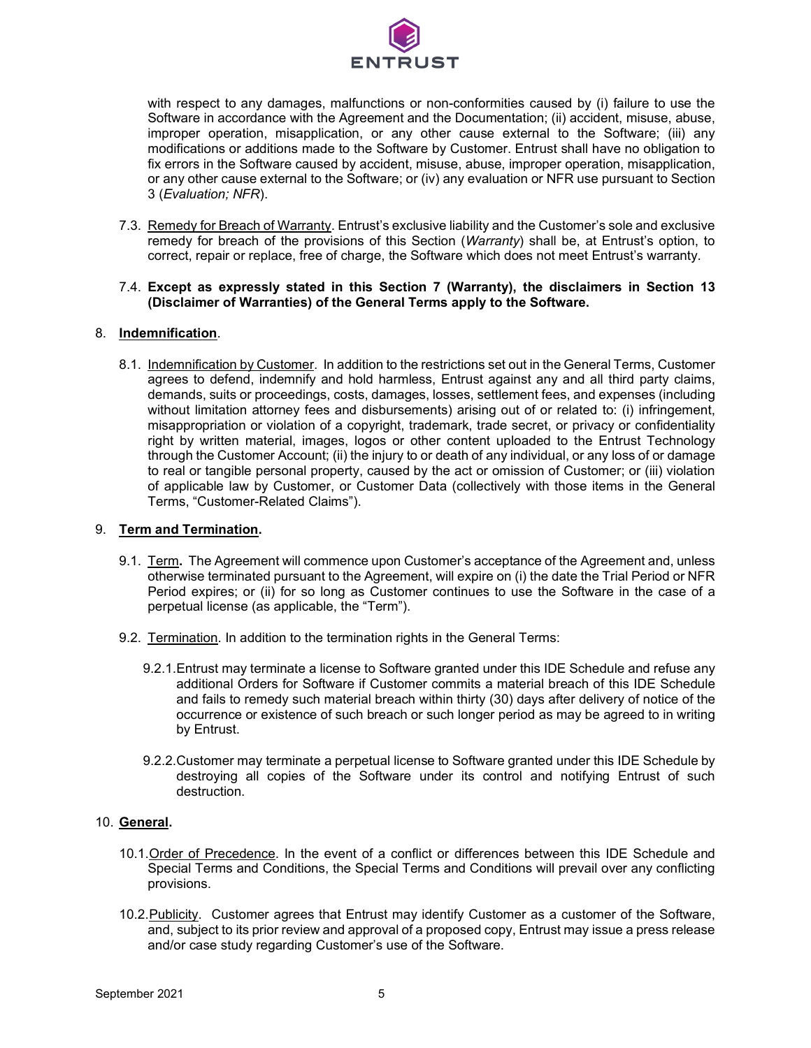with respect to any damages, malfunctions or non-conformities caused by (i) failure to use the Software in accordance with the Agreement and the Documentation; (ii) accident, misuse, abuse, improper operation, misapplication, or any other cause external to the Software; (iii) any modifications or additions made to the Software by Customer. Entrust shall have no obligation to fix errors in the Software caused by accident, misuse, abuse, improper operation, misapplication, or any other cause external to the Software; or (iv) any evaluation or NFR use pursuant to Section 3 (*Evaluation; NFR*).

7.3. Remedy for Breach of Warranty. Entrust's exclusive liability and the Customer's sole and exclusive remedy for breach of the provisions of this Section (*Warranty*) shall be, at Entrust's option, to correct, repair or replace, free of charge, the Software which does not meet Entrust's warranty.

7.4. **Except as expressly stated in this Section 7 (Warranty), the disclaimers in Section 13 (Disclaimer of Warranties) of the General Terms apply to the Software.**

8. **Indemnification**.

8.1. Indemnification by Customer. In addition to the restrictions set out in the General Terms, Customer agrees to defend, indemnify and hold harmless, Entrust against any and all third party claims, demands, suits or proceedings, costs, damages, losses, settlement fees, and expenses (including without limitation attorney fees and disbursements) arising out of or related to: (i) infringement, misappropriation or violation of a copyright, trademark, trade secret, or privacy or confidentiality right by written material, images, logos or other content uploaded to the Entrust Technology through the Customer Account; (ii) the injury to or death of any individual, or any loss of or damage to real or tangible personal property, caused by the act or omission of Customer; or (iii) violation of applicable law by Customer, or Customer Data (collectively with those items in the General Terms, "Customer-Related Claims").

9. **Term and Termination.**

9.1. Term. The Agreement will commence upon Customer's acceptance of the Agreement and, unless otherwise terminated pursuant to the Agreement, will expire on (i) the date the Trial Period or NFR Period expires; or (ii) for so long as Customer continues to use the Software in the case of a perpetual license (as applicable, the "Term").

9.2. Termination. In addition to the termination rights in the General Terms:

9.2.1. Entrust may terminate a license to Software granted under this IDE Schedule and refuse any additional Orders for Software if Customer commits a material breach of this IDE Schedule and fails to remedy such material breach within thirty (30) days after delivery of notice of the occurrence or existence of such breach or such longer period as may be agreed to in writing by Entrust.

9.2.2. Customer may terminate a perpetual license to Software granted under this IDE Schedule by destroying all copies of the Software under its control and notifying Entrust of such destruction.

10. **General.**

10.1. Order of Precedence. In the event of a conflict or differences between this IDE Schedule and Special Terms and Conditions, the Special Terms and Conditions will prevail over any conflicting provisions.

10.2. Publicity. Customer agrees that Entrust may identify Customer as a customer of the Software, and, subject to its prior review and approval of a proposed copy, Entrust may issue a press release and/or case study regarding Customer's use of the Software.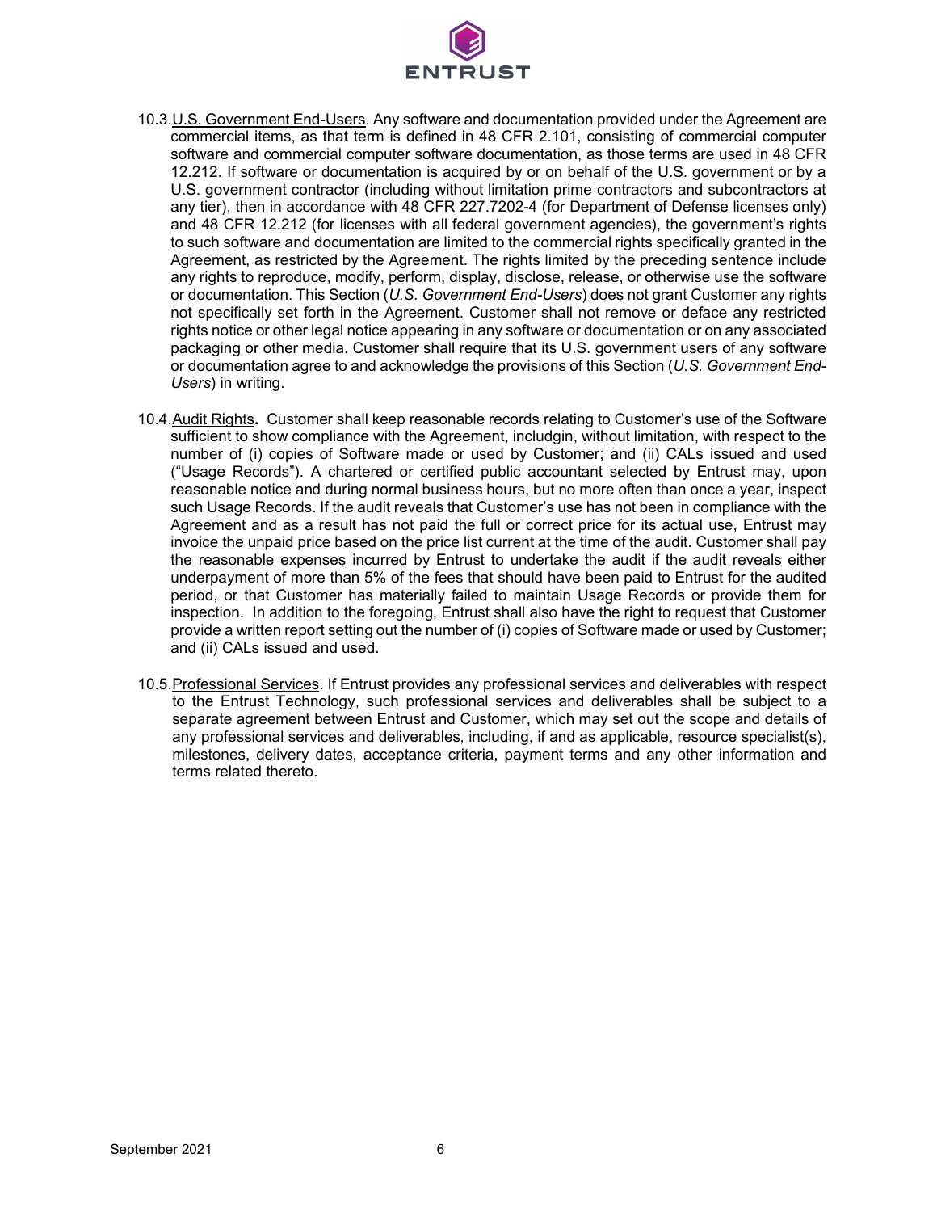10.3. U.S. Government End-Users. Any software and documentation provided under the Agreement are commercial items, as that term is defined in 48 CFR 2.101, consisting of commercial computer software and commercial computer software documentation, as those terms are used in 48 CFR 12.212. If software or documentation is acquired by or on behalf of the U.S. government or by a U.S. government contractor (including without limitation prime contractors and subcontractors at any tier), then in accordance with 48 CFR 227.7202-4 (for Department of Defense licenses only) and 48 CFR 12.212 (for licenses with all federal government agencies), the government's rights to such software and documentation are limited to the commercial rights specifically granted in the Agreement, as restricted by the Agreement. The rights limited by the preceding sentence include any rights to reproduce, modify, perform, display, disclose, release, or otherwise use the software or documentation. This Section (*U.S. Government End-Users*) does not grant Customer any rights not specifically set forth in the Agreement. Customer shall not remove or deface any restricted rights notice or other legal notice appearing in any software or documentation or on any associated packaging or other media. Customer shall require that its U.S. government users of any software or documentation agree to and acknowledge the provisions of this Section (*U.S. Government End-Users*) in writing.

10.4. Audit Rights**.** Customer shall keep reasonable records relating to Customer's use of the Software sufficient to show compliance with the Agreement, includgin, without limitation, with respect to the number of (i) copies of Software made or used by Customer; and (ii) CALs issued and used ("Usage Records"). A chartered or certified public accountant selected by Entrust may, upon reasonable notice and during normal business hours, but no more often than once a year, inspect such Usage Records. If the audit reveals that Customer's use has not been in compliance with the Agreement and as a result has not paid the full or correct price for its actual use, Entrust may invoice the unpaid price based on the price list current at the time of the audit. Customer shall pay the reasonable expenses incurred by Entrust to undertake the audit if the audit reveals either underpayment of more than 5% of the fees that should have been paid to Entrust for the audited period, or that Customer has materially failed to maintain Usage Records or provide them for inspection. In addition to the foregoing, Entrust shall also have the right to request that Customer provide a written report setting out the number of (i) copies of Software made or used by Customer; and (ii) CALs issued and used.

10.5. Professional Services. If Entrust provides any professional services and deliverables with respect to the Entrust Technology, such professional services and deliverables shall be subject to a separate agreement between Entrust and Customer, which may set out the scope and details of any professional services and deliverables, including, if and as applicable, resource specialist(s), milestones, delivery dates, acceptance criteria, payment terms and any other information and terms related thereto.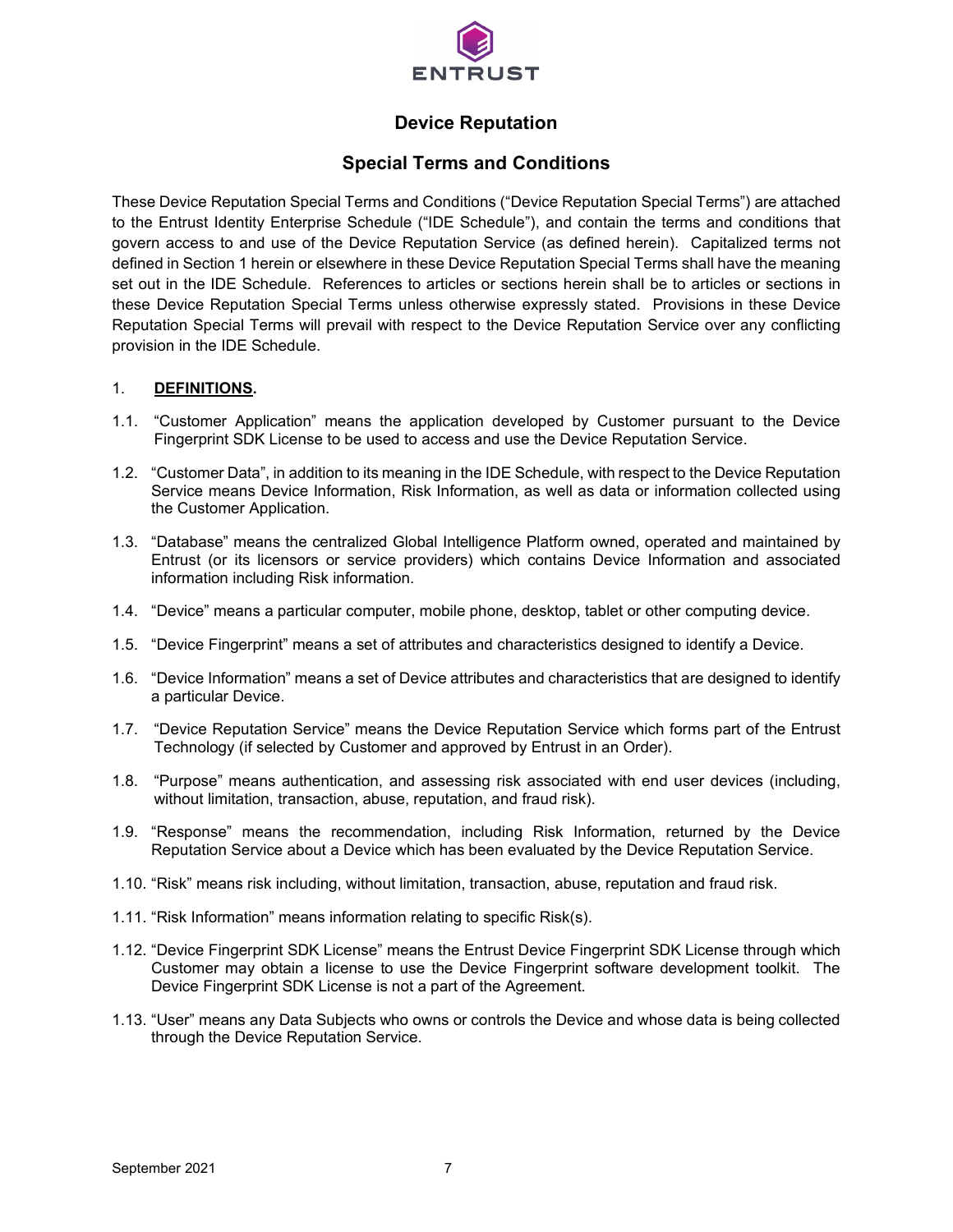# Device Reputation

## Special Terms and Conditions

These Device Reputation Special Terms and Conditions ("Device Reputation Special Terms") are attached to the Entrust Identity Enterprise Schedule ("IDE Schedule"), and contain the terms and conditions that govern access to and use of the Device Reputation Service (as defined herein). Capitalized terms not defined in Section 1 herein or elsewhere in these Device Reputation Special Terms shall have the meaning set out in the IDE Schedule. References to articles or sections herein shall be to articles or sections in these Device Reputation Special Terms unless otherwise expressly stated. Provisions in these Device Reputation Special Terms will prevail with respect to the Device Reputation Service over any conflicting provision in the IDE Schedule.

1. **DEFINITIONS.**

1.1. "Customer Application" means the application developed by Customer pursuant to the Device Fingerprint SDK License to be used to access and use the Device Reputation Service.

1.2. "Customer Data", in addition to its meaning in the IDE Schedule, with respect to the Device Reputation Service means Device Information, Risk Information, as well as data or information collected using the Customer Application.

1.3. "Database" means the centralized Global Intelligence Platform owned, operated and maintained by Entrust (or its licensors or service providers) which contains Device Information and associated information including Risk information.

1.4. "Device" means a particular computer, mobile phone, desktop, tablet or other computing device.

1.5. "Device Fingerprint" means a set of attributes and characteristics designed to identify a Device.

1.6. "Device Information" means a set of Device attributes and characteristics that are designed to identify a particular Device.

1.7. "Device Reputation Service" means the Device Reputation Service which forms part of the Entrust Technology (if selected by Customer and approved by Entrust in an Order).

1.8. "Purpose" means authentication, and assessing risk associated with end user devices (including, without limitation, transaction, abuse, reputation, and fraud risk).

1.9. "Response" means the recommendation, including Risk Information, returned by the Device Reputation Service about a Device which has been evaluated by the Device Reputation Service.

1.10. "Risk" means risk including, without limitation, transaction, abuse, reputation and fraud risk.

1.11. "Risk Information" means information relating to specific Risk(s).

1.12. "Device Fingerprint SDK License" means the Entrust Device Fingerprint SDK License through which Customer may obtain a license to use the Device Fingerprint software development toolkit. The Device Fingerprint SDK License is not a part of the Agreement.

1.13. "User" means any Data Subjects who owns or controls the Device and whose data is being collected through the Device Reputation Service.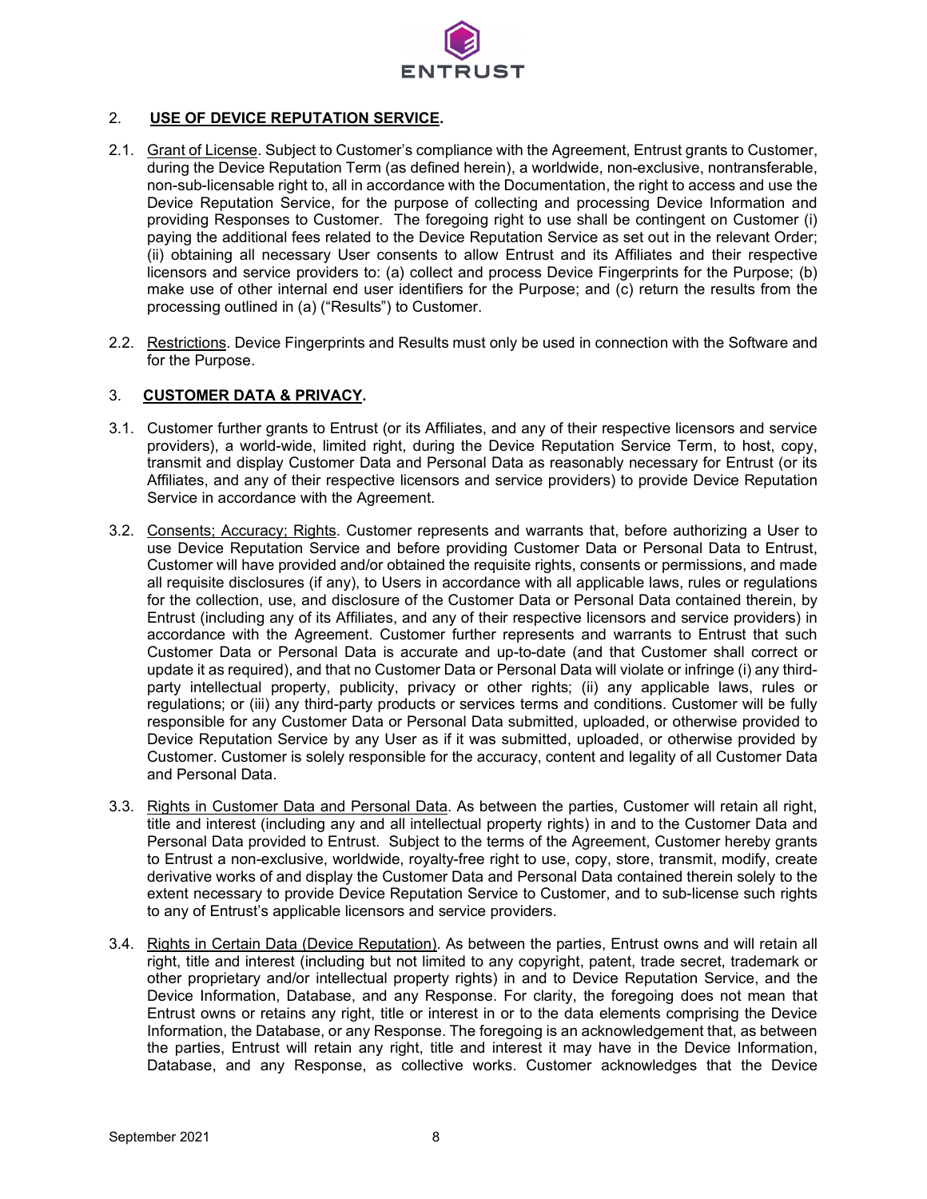## 2. **USE OF DEVICE REPUTATION SERVICE.**

2.1. Grant of License. Subject to Customer's compliance with the Agreement, Entrust grants to Customer, during the Device Reputation Term (as defined herein), a worldwide, non-exclusive, nontransferable, non-sub-licensable right to, all in accordance with the Documentation, the right to access and use the Device Reputation Service, for the purpose of collecting and processing Device Information and providing Responses to Customer. The foregoing right to use shall be contingent on Customer (i) paying the additional fees related to the Device Reputation Service as set out in the relevant Order; (ii) obtaining all necessary User consents to allow Entrust and its Affiliates and their respective licensors and service providers to: (a) collect and process Device Fingerprints for the Purpose; (b) make use of other internal end user identifiers for the Purpose; and (c) return the results from the processing outlined in (a) ("Results") to Customer.

2.2. Restrictions. Device Fingerprints and Results must only be used in connection with the Software and for the Purpose.

## 3. **CUSTOMER DATA & PRIVACY.**

3.1. Customer further grants to Entrust (or its Affiliates, and any of their respective licensors and service providers), a world-wide, limited right, during the Device Reputation Service Term, to host, copy, transmit and display Customer Data and Personal Data as reasonably necessary for Entrust (or its Affiliates, and any of their respective licensors and service providers) to provide Device Reputation Service in accordance with the Agreement.

3.2. Consents; Accuracy; Rights. Customer represents and warrants that, before authorizing a User to use Device Reputation Service and before providing Customer Data or Personal Data to Entrust, Customer will have provided and/or obtained the requisite rights, consents or permissions, and made all requisite disclosures (if any), to Users in accordance with all applicable laws, rules or regulations for the collection, use, and disclosure of the Customer Data or Personal Data contained therein, by Entrust (including any of its Affiliates, and any of their respective licensors and service providers) in accordance with the Agreement. Customer further represents and warrants to Entrust that such Customer Data or Personal Data is accurate and up-to-date (and that Customer shall correct or update it as required), and that no Customer Data or Personal Data will violate or infringe (i) any third-party intellectual property, publicity, privacy or other rights; (ii) any applicable laws, rules or regulations; or (iii) any third-party products or services terms and conditions. Customer will be fully responsible for any Customer Data or Personal Data submitted, uploaded, or otherwise provided to Device Reputation Service by any User as if it was submitted, uploaded, or otherwise provided by Customer. Customer is solely responsible for the accuracy, content and legality of all Customer Data and Personal Data.

3.3. Rights in Customer Data and Personal Data. As between the parties, Customer will retain all right, title and interest (including any and all intellectual property rights) in and to the Customer Data and Personal Data provided to Entrust. Subject to the terms of the Agreement, Customer hereby grants to Entrust a non-exclusive, worldwide, royalty-free right to use, copy, store, transmit, modify, create derivative works of and display the Customer Data and Personal Data contained therein solely to the extent necessary to provide Device Reputation Service to Customer, and to sub-license such rights to any of Entrust's applicable licensors and service providers.

3.4. Rights in Certain Data (Device Reputation). As between the parties, Entrust owns and will retain all right, title and interest (including but not limited to any copyright, patent, trade secret, trademark or other proprietary and/or intellectual property rights) in and to Device Reputation Service, and the Device Information, Database, and any Response. For clarity, the foregoing does not mean that Entrust owns or retains any right, title or interest in or to the data elements comprising the Device Information, the Database, or any Response. The foregoing is an acknowledgement that, as between the parties, Entrust will retain any right, title and interest it may have in the Device Information, Database, and any Response, as collective works. Customer acknowledges that the Device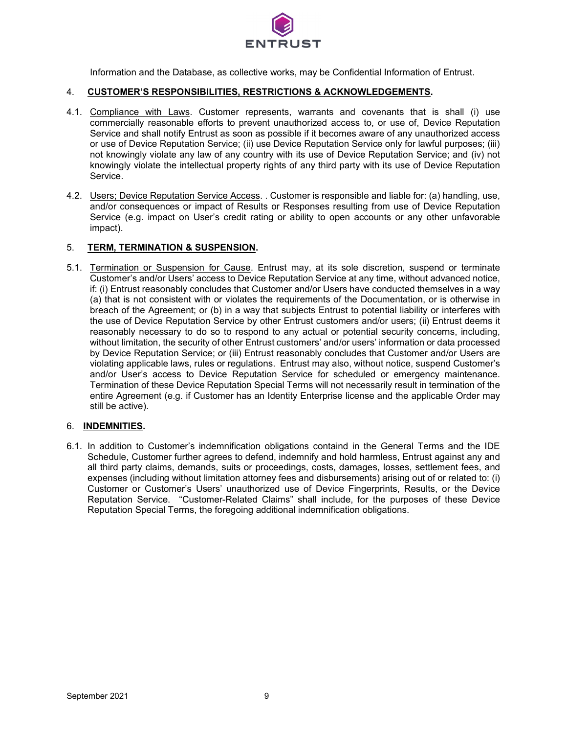Information and the Database, as collective works, may be Confidential Information of Entrust.

## 4. **CUSTOMER'S RESPONSIBILITIES, RESTRICTIONS & ACKNOWLEDGEMENTS.**

4.1. Compliance with Laws. Customer represents, warrants and covenants that is shall (i) use commercially reasonable efforts to prevent unauthorized access to, or use of, Device Reputation Service and shall notify Entrust as soon as possible if it becomes aware of any unauthorized access or use of Device Reputation Service; (ii) use Device Reputation Service only for lawful purposes; (iii) not knowingly violate any law of any country with its use of Device Reputation Service; and (iv) not knowingly violate the intellectual property rights of any third party with its use of Device Reputation Service.

4.2. Users; Device Reputation Service Access. . Customer is responsible and liable for: (a) handling, use, and/or consequences or impact of Results or Responses resulting from use of Device Reputation Service (e.g. impact on User's credit rating or ability to open accounts or any other unfavorable impact).

## 5. **TERM, TERMINATION & SUSPENSION.**

5.1. Termination or Suspension for Cause. Entrust may, at its sole discretion, suspend or terminate Customer's and/or Users' access to Device Reputation Service at any time, without advanced notice, if: (i) Entrust reasonably concludes that Customer and/or Users have conducted themselves in a way (a) that is not consistent with or violates the requirements of the Documentation, or is otherwise in breach of the Agreement; or (b) in a way that subjects Entrust to potential liability or interferes with the use of Device Reputation Service by other Entrust customers and/or users; (ii) Entrust deems it reasonably necessary to do so to respond to any actual or potential security concerns, including, without limitation, the security of other Entrust customers' and/or users' information or data processed by Device Reputation Service; or (iii) Entrust reasonably concludes that Customer and/or Users are violating applicable laws, rules or regulations. Entrust may also, without notice, suspend Customer's and/or User's access to Device Reputation Service for scheduled or emergency maintenance. Termination of these Device Reputation Special Terms will not necessarily result in termination of the entire Agreement (e.g. if Customer has an Identity Enterprise license and the applicable Order may still be active).

## 6. **INDEMNITIES.**

6.1. In addition to Customer's indemnification obligations containd in the General Terms and the IDE Schedule, Customer further agrees to defend, indemnify and hold harmless, Entrust against any and all third party claims, demands, suits or proceedings, costs, damages, losses, settlement fees, and expenses (including without limitation attorney fees and disbursements) arising out of or related to: (i) Customer or Customer's Users' unauthorized use of Device Fingerprints, Results, or the Device Reputation Service. "Customer-Related Claims" shall include, for the purposes of these Device Reputation Special Terms, the foregoing additional indemnification obligations.